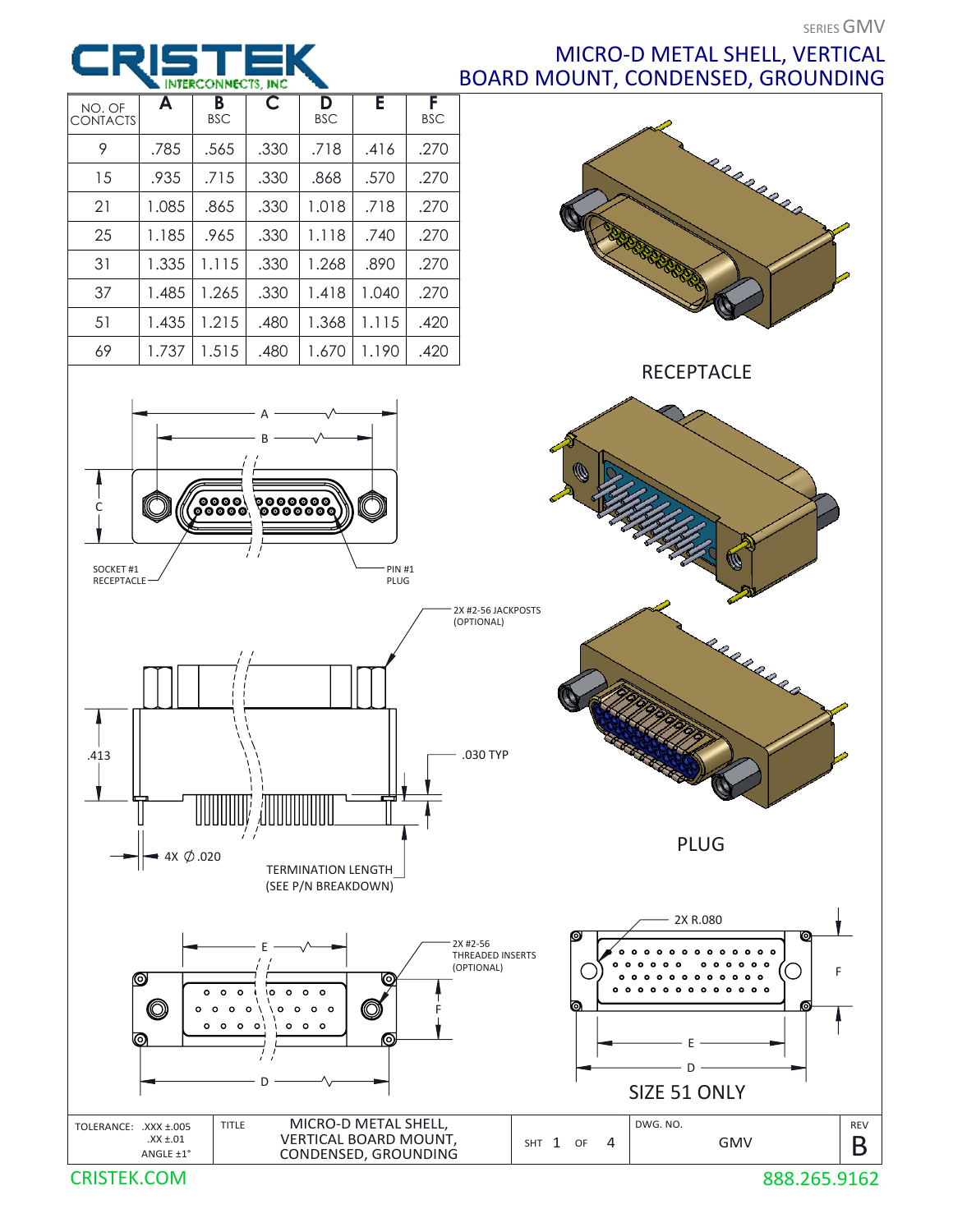SERIES GMV

# CRISTEK INTERCONNECTS, INC

## MICRO-D METAL SHELL, VERTICAL BOARD MOUNT, CONDENSED, GROUNDING

| NO. OF CONTACTS | A | B BSC | C | D BSC | E | F BSC |
|---|---|---|---|---|---|---|
| 9 | .785 | .565 | .330 | .718 | .416 | .270 |
| 15 | .935 | .715 | .330 | .868 | .570 | .270 |
| 21 | 1.085 | .865 | .330 | 1.018 | .718 | .270 |
| 25 | 1.185 | .965 | .330 | 1.118 | .740 | .270 |
| 31 | 1.335 | 1.115 | .330 | 1.268 | .890 | .270 |
| 37 | 1.485 | 1.265 | .330 | 1.418 | 1.040 | .270 |
| 51 | 1.435 | 1.215 | .480 | 1.368 | 1.115 | .420 |
| 69 | 1.737 | 1.515 | .480 | 1.670 | 1.190 | .420 |

RECEPTACLE

PLUG

A

B

C

SOCKET #1 RECEPTACLE

PIN #1 PLUG

2X #2-56 JACKPOSTS (OPTIONAL)

.413

.030 TYP

4X ∅.020

TERMINATION LENGTH (SEE P/N BREAKDOWN)

E

F

D

2X #2-56 THREADED INSERTS (OPTIONAL)

2X R.080

SIZE 51 ONLY

| TOLERANCE: .XXX ±.005 .XX ±.01 ANGLE ±1° | TITLE MICRO-D METAL SHELL, VERTICAL BOARD MOUNT, CONDENSED, GROUNDING | SHT 1 OF 4 | DWG. NO. GMV | REV B |
|---|---|---|---|---|

CRISTEK.COM 888.265.9162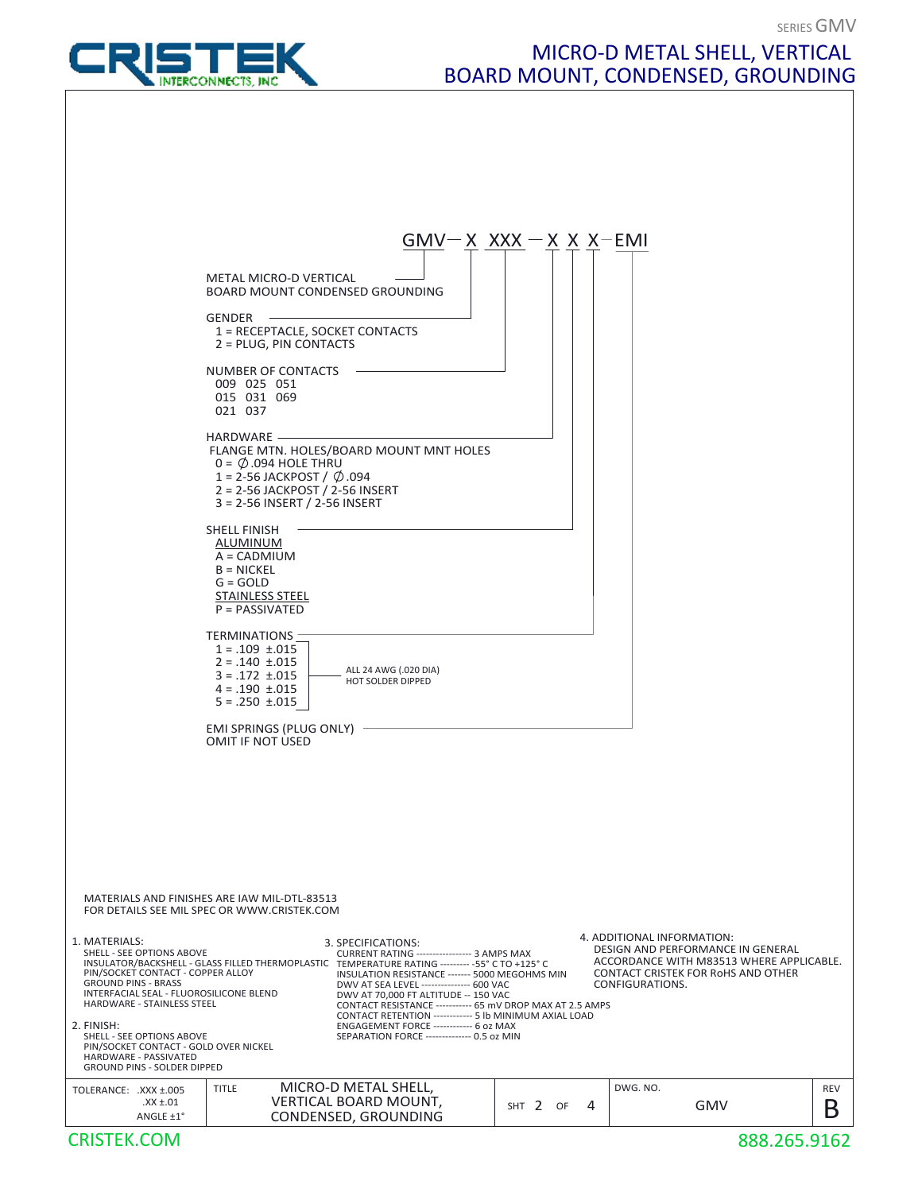SERIES GMV

# MICRO-D METAL SHELL, VERTICAL BOARD MOUNT, CONDENSED, GROUNDING

**GMV — X XXX — X X X — EMI**

METAL MICRO-D VERTICAL BOARD MOUNT CONDENSED GROUNDING

GENDER
- 1 = RECEPTACLE, SOCKET CONTACTS
- 2 = PLUG, PIN CONTACTS

NUMBER OF CONTACTS

| | | |
|---|---|---|
| 009 | 025 | 051 |
| 015 | 031 | 069 |
| 021 | 037 | |

HARDWARE
FLANGE MTN. HOLES/BOARD MOUNT MNT HOLES
- 0 = Ø.094 HOLE THRU
- 1 = 2-56 JACKPOST / Ø.094
- 2 = 2-56 JACKPOST / 2-56 INSERT
- 3 = 2-56 INSERT / 2-56 INSERT

SHELL FINISH

ALUMINUM
- A = CADMIUM
- B = NICKEL
- G = GOLD

STAINLESS STEEL
- P = PASSIVATED

TERMINATIONS
- 1 = .109 ±.015
- 2 = .140 ±.015
- 3 = .172 ±.015
- 4 = .190 ±.015
- 5 = .250 ±.015

ALL 24 AWG (.020 DIA) HOT SOLDER DIPPED

EMI SPRINGS (PLUG ONLY)
OMIT IF NOT USED

MATERIALS AND FINISHES ARE IAW MIL-DTL-83513
FOR DETAILS SEE MIL SPEC OR WWW.CRISTEK.COM

1. MATERIALS:
   - SHELL - SEE OPTIONS ABOVE
   - INSULATOR/BACKSHELL - GLASS FILLED THERMOPLASTIC
   - PIN/SOCKET CONTACT - COPPER ALLOY
   - GROUND PINS - BRASS
   - INTERFACIAL SEAL - FLUOROSILICONE BLEND
   - HARDWARE - STAINLESS STEEL

2. FINISH:
   - SHELL - SEE OPTIONS ABOVE
   - PIN/SOCKET CONTACT - GOLD OVER NICKEL
   - HARDWARE - PASSIVATED
   - GROUND PINS - SOLDER DIPPED

3. SPECIFICATIONS:
   - CURRENT RATING ---------------- 3 AMPS MAX
   - TEMPERATURE RATING --------- -55° C TO +125° C
   - INSULATION RESISTANCE ------- 5000 MEGOHMS MIN
   - DWV AT SEA LEVEL --------------- 600 VAC
   - DWV AT 70,000 FT ALTITUDE -- 150 VAC
   - CONTACT RESISTANCE ----------- 65 mV DROP MAX AT 2.5 AMPS
   - CONTACT RETENTION ------------ 5 lb MINIMUM AXIAL LOAD
   - ENGAGEMENT FORCE ------------ 6 oz MAX
   - SEPARATION FORCE -------------- 0.5 oz MIN

4. ADDITIONAL INFORMATION:
   DESIGN AND PERFORMANCE IN GENERAL ACCORDANCE WITH M83513 WHERE APPLICABLE. CONTACT CRISTEK FOR RoHS AND OTHER CONFIGURATIONS.

| TOLERANCE: .XXX ±.005, .XX ±.01, ANGLE ±1° | TITLE: MICRO-D METAL SHELL, VERTICAL BOARD MOUNT, CONDENSED, GROUNDING | SHT 2 OF 4 | DWG. NO. GMV | REV B |
|---|---|---|---|---|

CRISTEK.COM　　888.265.9162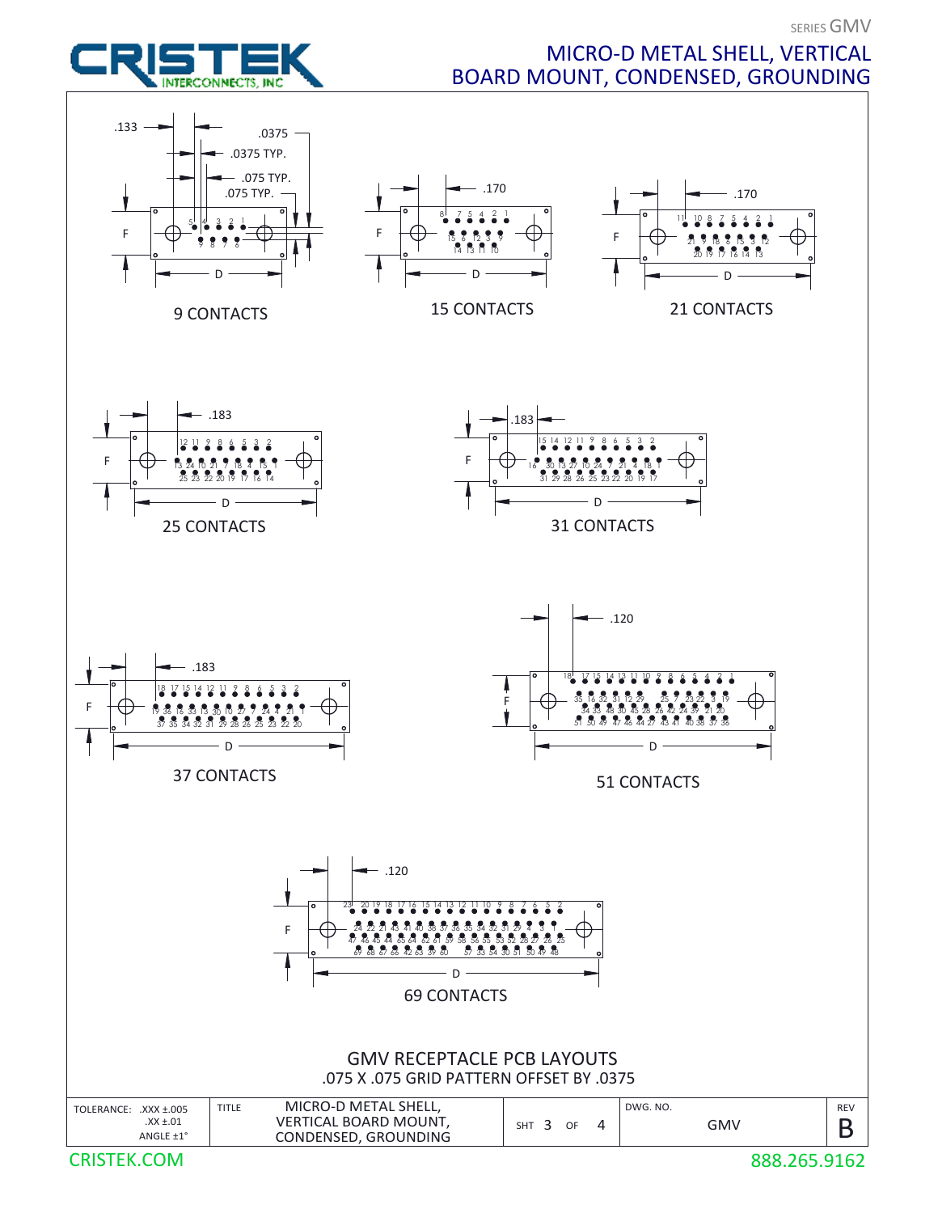SERIES GMV

# MICRO-D METAL SHELL, VERTICAL BOARD MOUNT, CONDENSED, GROUNDING

.133 .0375 .0375 TYP. .075 TYP. .075 TYP.

F D

9 CONTACTS

.170 F D

15 CONTACTS

.170 F D

21 CONTACTS

.183 F D

25 CONTACTS

.183 F D

31 CONTACTS

.183 F D

37 CONTACTS

.120 F D

51 CONTACTS

.120 F D

69 CONTACTS

## GMV RECEPTACLE PCB LAYOUTS

.075 X .075 GRID PATTERN OFFSET BY .0375

| TOLERANCE: .XXX ±.005 .XX ±.01 ANGLE ±1° | TITLE MICRO-D METAL SHELL, VERTICAL BOARD MOUNT, CONDENSED, GROUNDING | SHT 3 OF 4 | DWG. NO. GMV | REV B |
|---|---|---|---|---|

CRISTEK.COM 888.265.9162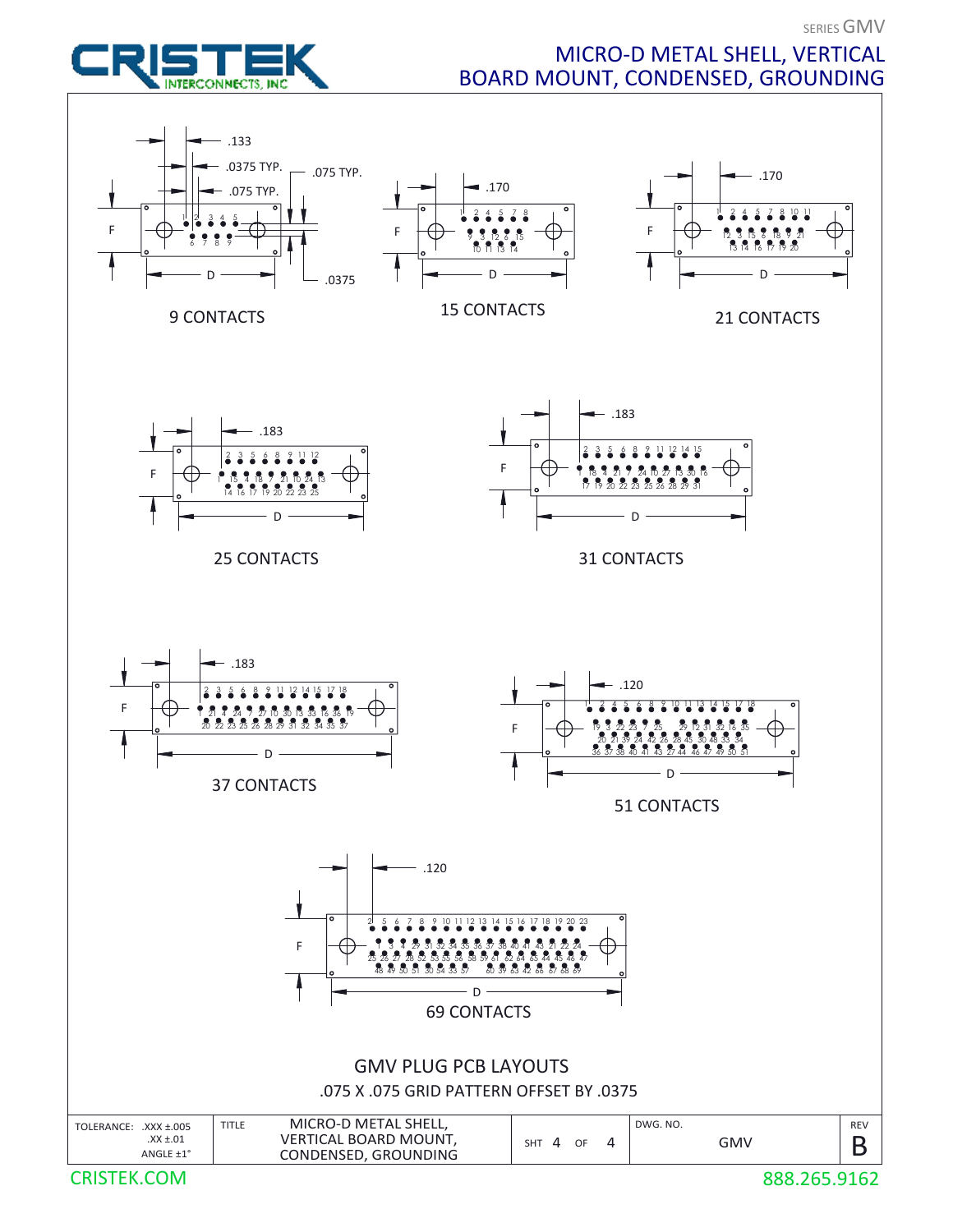SERIES GMV

CRISTEK INTERCONNECTS, INC

# MICRO-D METAL SHELL, VERTICAL BOARD MOUNT, CONDENSED, GROUNDING

.133
.0375 TYP.
.075 TYP.
.075 TYP.
.0375
F
D

9 CONTACTS

.170
F
D

15 CONTACTS

.170
F
D

21 CONTACTS

.183
F
D

25 CONTACTS

.183
F
D

31 CONTACTS

.183
F
D

37 CONTACTS

.120
F
D

51 CONTACTS

.120
F
D

69 CONTACTS

## GMV PLUG PCB LAYOUTS

.075 X .075 GRID PATTERN OFFSET BY .0375

| TOLERANCE: .XXX ±.005 .XX ±.01 ANGLE ±1° | TITLE MICRO-D METAL SHELL, VERTICAL BOARD MOUNT, CONDENSED, GROUNDING | SHT 4 OF 4 | DWG. NO. GMV | REV B |
|---|---|---|---|---|

CRISTEK.COM

888.265.9162